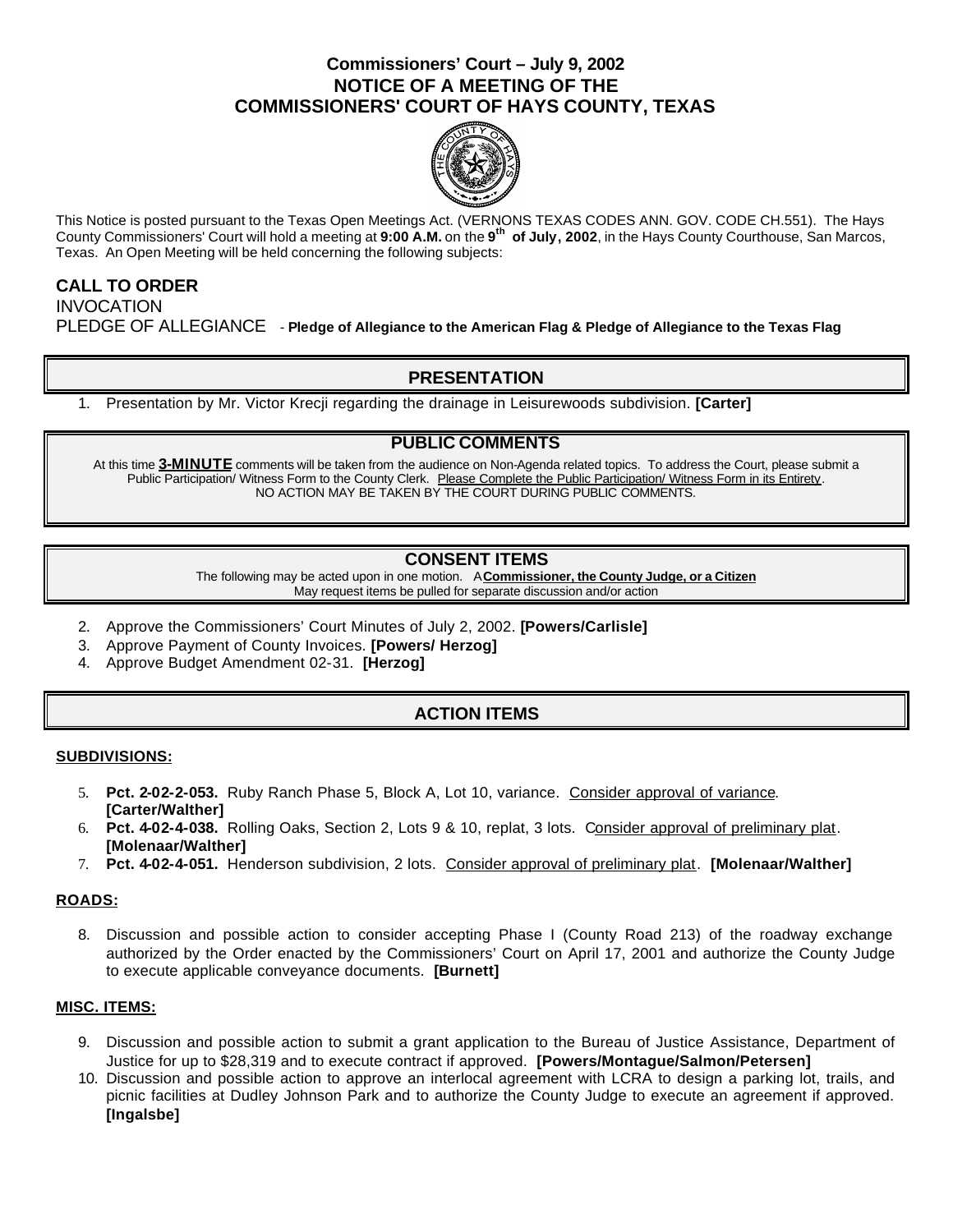# Commissioners' Court – July 9, 2002
## NOTICE OF A MEETING OF THE COMMISSIONERS' COURT OF HAYS COUNTY, TEXAS

This Notice is posted pursuant to the Texas Open Meetings Act. (VERNONS TEXAS CODES ANN. GOV. CODE CH.551). The Hays County Commissioners' Court will hold a meeting at **9:00 A.M.** on the **9th of July, 2002**, in the Hays County Courthouse, San Marcos, Texas. An Open Meeting will be held concerning the following subjects:

**CALL TO ORDER**

INVOCATION

PLEDGE OF ALLEGIANCE - **Pledge of Allegiance to the American Flag & Pledge of Allegiance to the Texas Flag**

## PRESENTATION

1. Presentation by Mr. Victor Krecji regarding the drainage in Leisurewoods subdivision. **[Carter]**

## PUBLIC COMMENTS

At this time **3-MINUTE** comments will be taken from the audience on Non-Agenda related topics. To address the Court, please submit a Public Participation/ Witness Form to the County Clerk. Please Complete the Public Participation/ Witness Form in its Entirety. NO ACTION MAY BE TAKEN BY THE COURT DURING PUBLIC COMMENTS.

## CONSENT ITEMS

The following may be acted upon in one motion. A **Commissioner, the County Judge, or a Citizen** May request items be pulled for separate discussion and/or action

2. Approve the Commissioners' Court Minutes of July 2, 2002. **[Powers/Carlisle]**
3. Approve Payment of County Invoices. **[Powers/ Herzog]**
4. Approve Budget Amendment 02-31. **[Herzog]**

## ACTION ITEMS

### SUBDIVISIONS:

5. **Pct. 2-02-2-053.** Ruby Ranch Phase 5, Block A, Lot 10, variance. Consider approval of variance. **[Carter/Walther]**
6. **Pct. 4-02-4-038.** Rolling Oaks, Section 2, Lots 9 & 10, replat, 3 lots. Consider approval of preliminary plat. **[Molenaar/Walther]**
7. **Pct. 4-02-4-051.** Henderson subdivision, 2 lots. Consider approval of preliminary plat. **[Molenaar/Walther]**

### ROADS:

8. Discussion and possible action to consider accepting Phase I (County Road 213) of the roadway exchange authorized by the Order enacted by the Commissioners' Court on April 17, 2001 and authorize the County Judge to execute applicable conveyance documents. **[Burnett]**

### MISC. ITEMS:

9. Discussion and possible action to submit a grant application to the Bureau of Justice Assistance, Department of Justice for up to $28,319 and to execute contract if approved. **[Powers/Montague/Salmon/Petersen]**
10. Discussion and possible action to approve an interlocal agreement with LCRA to design a parking lot, trails, and picnic facilities at Dudley Johnson Park and to authorize the County Judge to execute an agreement if approved. **[Ingalsbe]**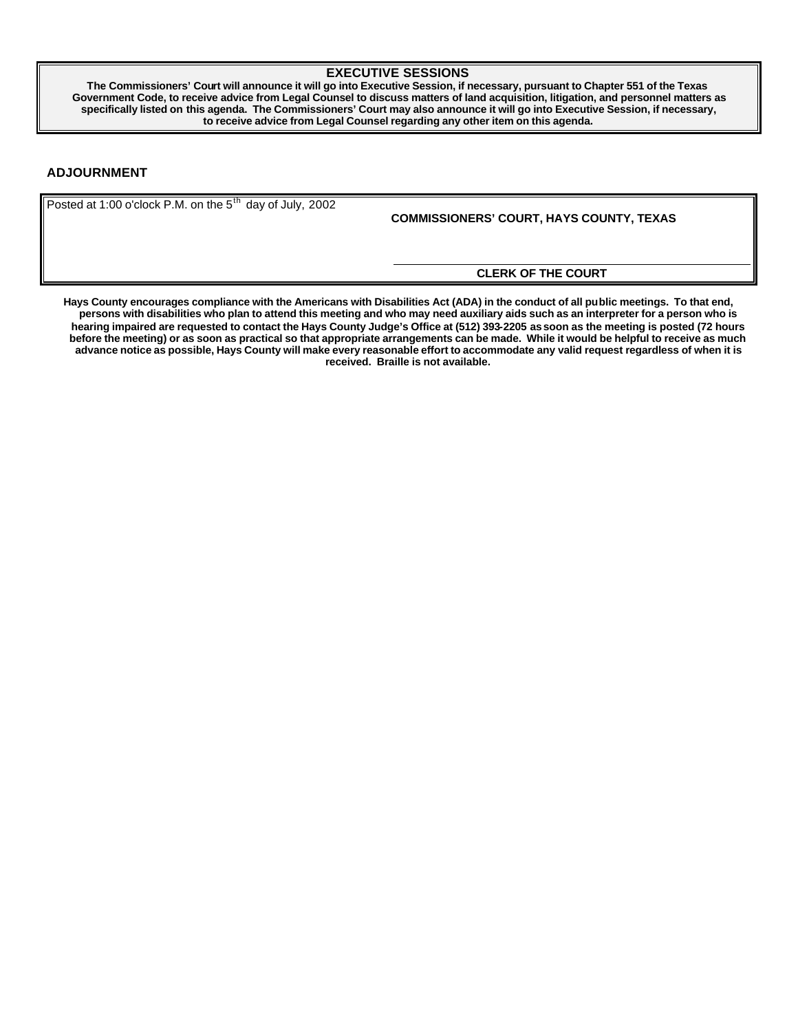## EXECUTIVE SESSIONS

**The Commissioners' Court will announce it will go into Executive Session, if necessary, pursuant to Chapter 551 of the Texas Government Code, to receive advice from Legal Counsel to discuss matters of land acquisition, litigation, and personnel matters as specifically listed on this agenda. The Commissioners' Court may also announce it will go into Executive Session, if necessary, to receive advice from Legal Counsel regarding any other item on this agenda.**

## ADJOURNMENT

| | |
|---|---|
| Posted at 1:00 o'clock P.M. on the 5th day of July, 2002 | **COMMISSIONERS' COURT, HAYS COUNTY, TEXAS** |
| | **CLERK OF THE COURT** |

**Hays County encourages compliance with the Americans with Disabilities Act (ADA) in the conduct of all public meetings. To that end, persons with disabilities who plan to attend this meeting and who may need auxiliary aids such as an interpreter for a person who is hearing impaired are requested to contact the Hays County Judge's Office at (512) 393-2205 as soon as the meeting is posted (72 hours before the meeting) or as soon as practical so that appropriate arrangements can be made. While it would be helpful to receive as much advance notice as possible, Hays County will make every reasonable effort to accommodate any valid request regardless of when it is received. Braille is not available.**